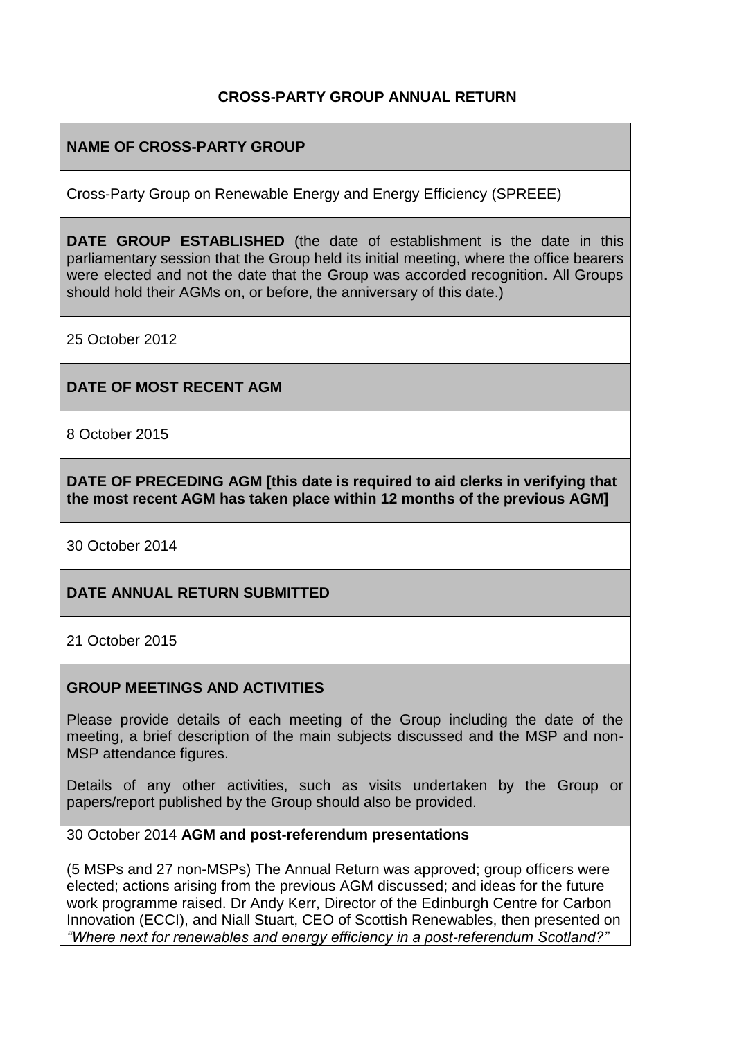# CROSS-PARTY GROUP ANNUAL RETURN

**NAME OF CROSS-PARTY GROUP**

Cross-Party Group on Renewable Energy and Energy Efficiency (SPREEE)

**DATE GROUP ESTABLISHED** (the date of establishment is the date in this parliamentary session that the Group held its initial meeting, where the office bearers were elected and not the date that the Group was accorded recognition. All Groups should hold their AGMs on, or before, the anniversary of this date.)

25 October 2012

**DATE OF MOST RECENT AGM**

8 October 2015

**DATE OF PRECEDING AGM [this date is required to aid clerks in verifying that the most recent AGM has taken place within 12 months of the previous AGM]**

30 October 2014

**DATE ANNUAL RETURN SUBMITTED**

21 October 2015

**GROUP MEETINGS AND ACTIVITIES**

Please provide details of each meeting of the Group including the date of the meeting, a brief description of the main subjects discussed and the MSP and non-MSP attendance figures.

Details of any other activities, such as visits undertaken by the Group or papers/report published by the Group should also be provided.

30 October 2014 **AGM and post-referendum presentations**

(5 MSPs and 27 non-MSPs) The Annual Return was approved; group officers were elected; actions arising from the previous AGM discussed; and ideas for the future work programme raised. Dr Andy Kerr, Director of the Edinburgh Centre for Carbon Innovation (ECCI), and Niall Stuart, CEO of Scottish Renewables, then presented on *"Where next for renewables and energy efficiency in a post-referendum Scotland?"*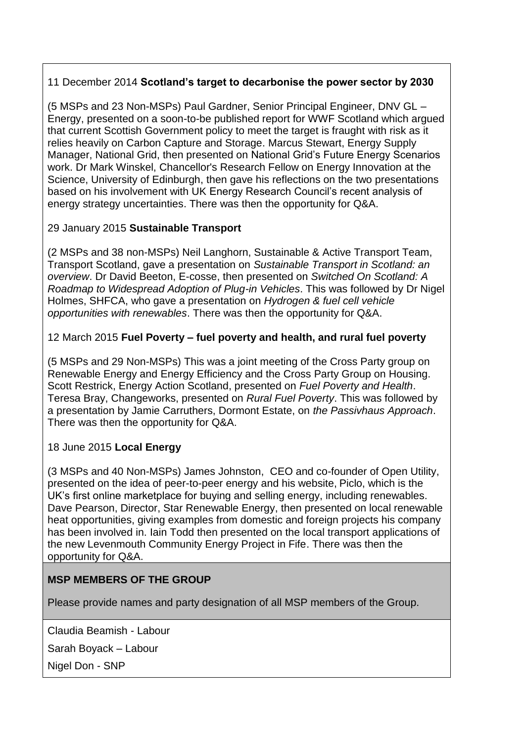11 December 2014 **Scotland's target to decarbonise the power sector by 2030**

(5 MSPs and 23 Non-MSPs) Paul Gardner, Senior Principal Engineer, DNV GL – Energy, presented on a soon-to-be published report for WWF Scotland which argued that current Scottish Government policy to meet the target is fraught with risk as it relies heavily on Carbon Capture and Storage. Marcus Stewart, Energy Supply Manager, National Grid, then presented on National Grid's Future Energy Scenarios work. Dr Mark Winskel, Chancellor's Research Fellow on Energy Innovation at the Science, University of Edinburgh, then gave his reflections on the two presentations based on his involvement with UK Energy Research Council's recent analysis of energy strategy uncertainties. There was then the opportunity for Q&A.

29 January 2015 **Sustainable Transport**

(2 MSPs and 38 non-MSPs) Neil Langhorn, Sustainable & Active Transport Team, Transport Scotland, gave a presentation on *Sustainable Transport in Scotland: an overview*. Dr David Beeton, E-cosse, then presented on *Switched On Scotland: A Roadmap to Widespread Adoption of Plug-in Vehicles*. This was followed by Dr Nigel Holmes, SHFCA, who gave a presentation on *Hydrogen & fuel cell vehicle opportunities with renewables*. There was then the opportunity for Q&A.

12 March 2015 **Fuel Poverty – fuel poverty and health, and rural fuel poverty**

(5 MSPs and 29 Non-MSPs) This was a joint meeting of the Cross Party group on Renewable Energy and Energy Efficiency and the Cross Party Group on Housing. Scott Restrick, Energy Action Scotland, presented on *Fuel Poverty and Health*. Teresa Bray, Changeworks, presented on *Rural Fuel Poverty*. This was followed by a presentation by Jamie Carruthers, Dormont Estate, on *the Passivhaus Approach*. There was then the opportunity for Q&A.

18 June 2015 **Local Energy**

(3 MSPs and 40 Non-MSPs) James Johnston, CEO and co-founder of Open Utility, presented on the idea of peer-to-peer energy and his website, Piclo, which is the UK's first online marketplace for buying and selling energy, including renewables. Dave Pearson, Director, Star Renewable Energy, then presented on local renewable heat opportunities, giving examples from domestic and foreign projects his company has been involved in. Iain Todd then presented on the local transport applications of the new Levenmouth Community Energy Project in Fife. There was then the opportunity for Q&A.

**MSP MEMBERS OF THE GROUP**

Please provide names and party designation of all MSP members of the Group.

Claudia Beamish - Labour

Sarah Boyack – Labour

Nigel Don - SNP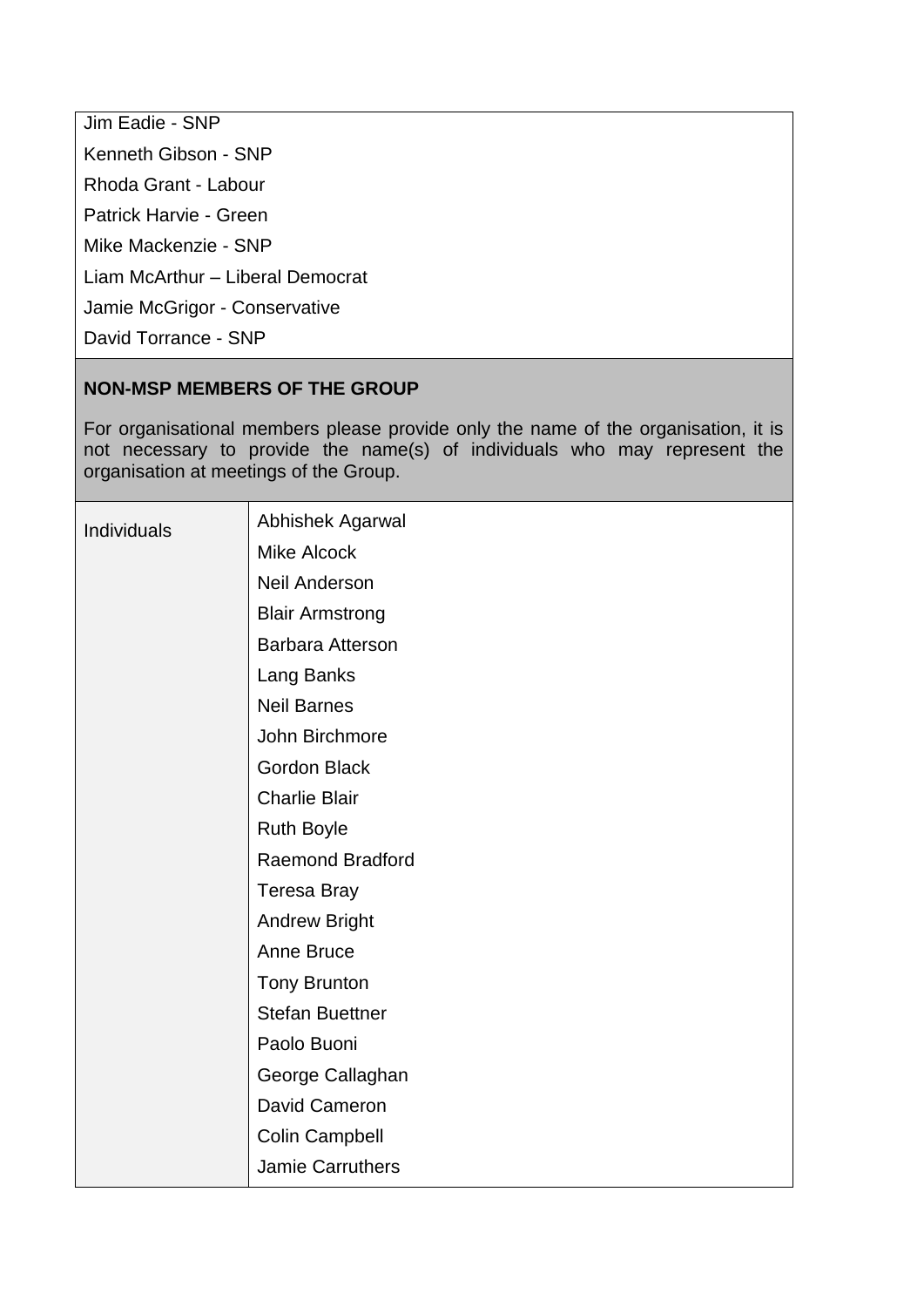Jim Eadie - SNP
Kenneth Gibson - SNP
Rhoda Grant - Labour
Patrick Harvie - Green
Mike Mackenzie - SNP
Liam McArthur – Liberal Democrat
Jamie McGrigor - Conservative
David Torrance - SNP

**NON-MSP MEMBERS OF THE GROUP**

For organisational members please provide only the name of the organisation, it is not necessary to provide the name(s) of individuals who may represent the organisation at meetings of the Group.

| Individuals | Abhishek Agarwal<br>Mike Alcock<br>Neil Anderson<br>Blair Armstrong<br>Barbara Atterson<br>Lang Banks<br>Neil Barnes<br>John Birchmore<br>Gordon Black<br>Charlie Blair<br>Ruth Boyle<br>Raemond Bradford<br>Teresa Bray<br>Andrew Bright<br>Anne Bruce<br>Tony Brunton<br>Stefan Buettner<br>Paolo Buoni<br>George Callaghan<br>David Cameron<br>Colin Campbell<br>Jamie Carruthers |
|---|---|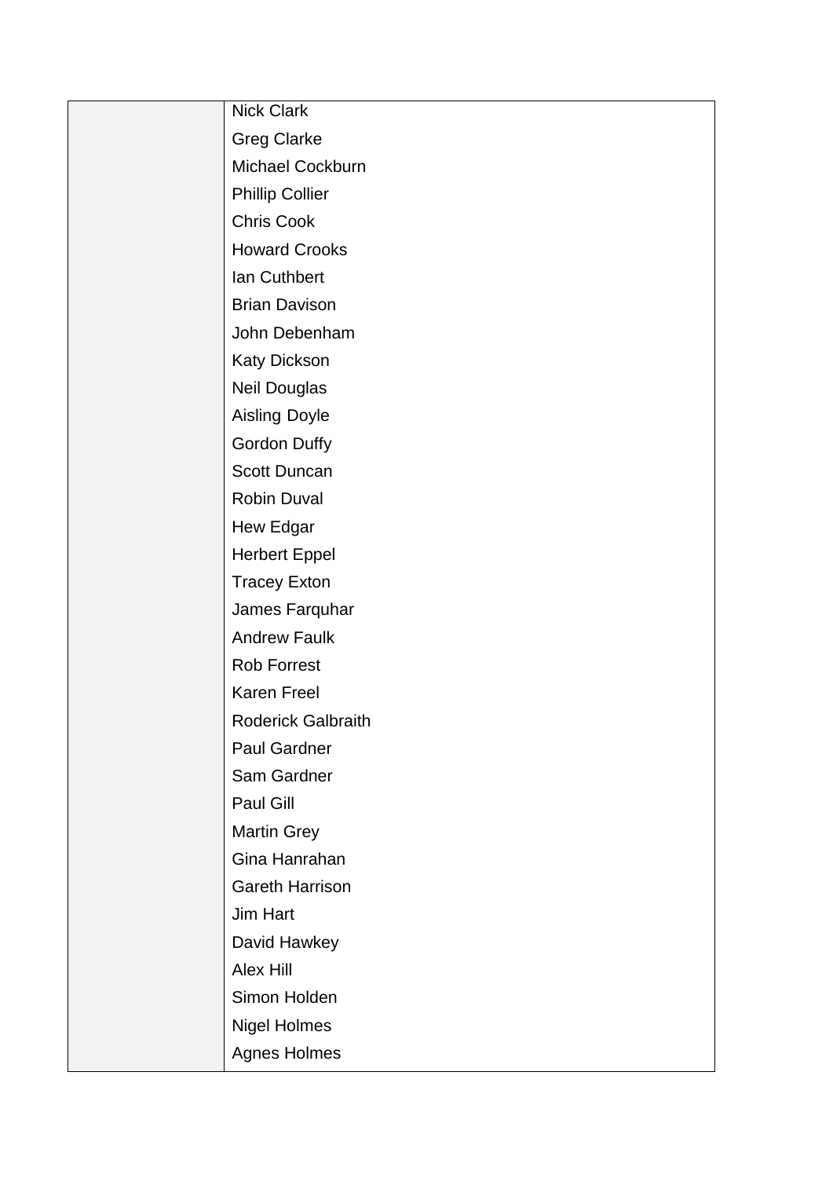|  | Nick Clark<br>Greg Clarke<br>Michael Cockburn<br>Phillip Collier<br>Chris Cook<br>Howard Crooks<br>Ian Cuthbert<br>Brian Davison<br>John Debenham<br>Katy Dickson<br>Neil Douglas<br>Aisling Doyle<br>Gordon Duffy<br>Scott Duncan<br>Robin Duval<br>Hew Edgar<br>Herbert Eppel<br>Tracey Exton<br>James Farquhar<br>Andrew Faulk<br>Rob Forrest<br>Karen Freel<br>Roderick Galbraith<br>Paul Gardner<br>Sam Gardner<br>Paul Gill<br>Martin Grey<br>Gina Hanrahan<br>Gareth Harrison<br>Jim Hart<br>David Hawkey<br>Alex Hill<br>Simon Holden<br>Nigel Holmes<br>Agnes Holmes |
|---|---|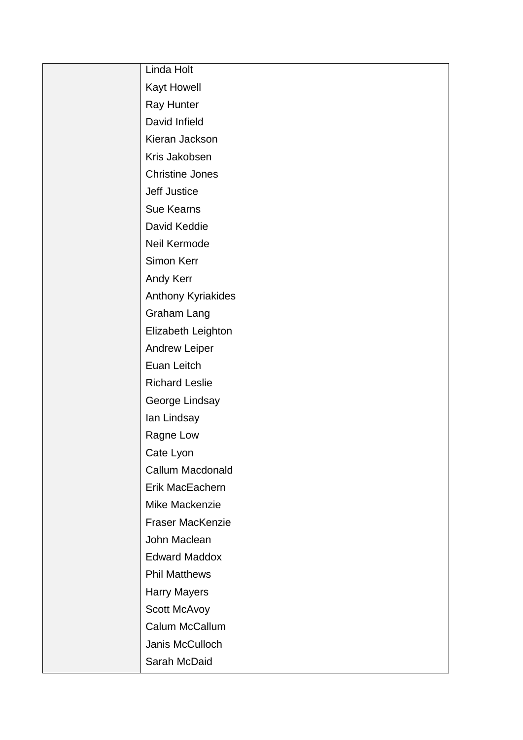|  |  |
|---|---|
|  | Linda Holt<br>Kayt Howell<br>Ray Hunter<br>David Infield<br>Kieran Jackson<br>Kris Jakobsen<br>Christine Jones<br>Jeff Justice<br>Sue Kearns<br>David Keddie<br>Neil Kermode<br>Simon Kerr<br>Andy Kerr<br>Anthony Kyriakides<br>Graham Lang<br>Elizabeth Leighton<br>Andrew Leiper<br>Euan Leitch<br>Richard Leslie<br>George Lindsay<br>Ian Lindsay<br>Ragne Low<br>Cate Lyon<br>Callum Macdonald<br>Erik MacEachern<br>Mike Mackenzie<br>Fraser MacKenzie<br>John Maclean<br>Edward Maddox<br>Phil Matthews<br>Harry Mayers<br>Scott McAvoy<br>Calum McCallum<br>Janis McCulloch<br>Sarah McDaid |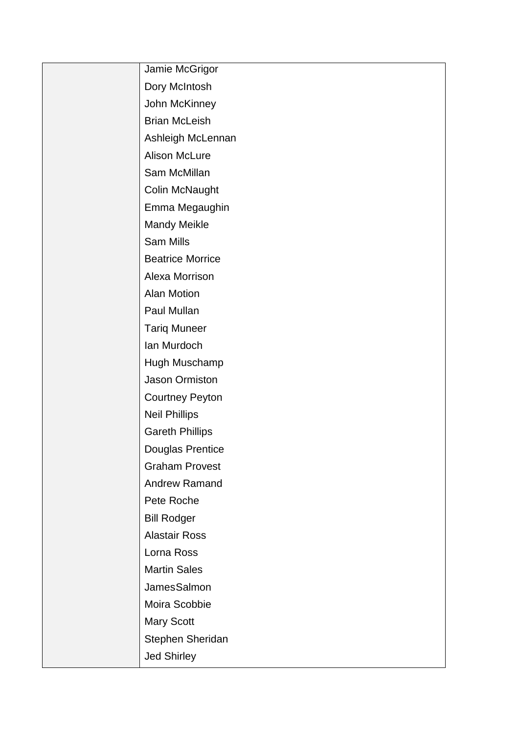|  |  |
| --- | --- |
|  | Jamie McGrigor<br>Dory McIntosh<br>John McKinney<br>Brian McLeish<br>Ashleigh McLennan<br>Alison McLure<br>Sam McMillan<br>Colin McNaught<br>Emma Megaughin<br>Mandy Meikle<br>Sam Mills<br>Beatrice Morrice<br>Alexa Morrison<br>Alan Motion<br>Paul Mullan<br>Tariq Muneer<br>Ian Murdoch<br>Hugh Muschamp<br>Jason Ormiston<br>Courtney Peyton<br>Neil Phillips<br>Gareth Phillips<br>Douglas Prentice<br>Graham Provest<br>Andrew Ramand<br>Pete Roche<br>Bill Rodger<br>Alastair Ross<br>Lorna Ross<br>Martin Sales<br>JamesSalmon<br>Moira Scobbie<br>Mary Scott<br>Stephen Sheridan<br>Jed Shirley |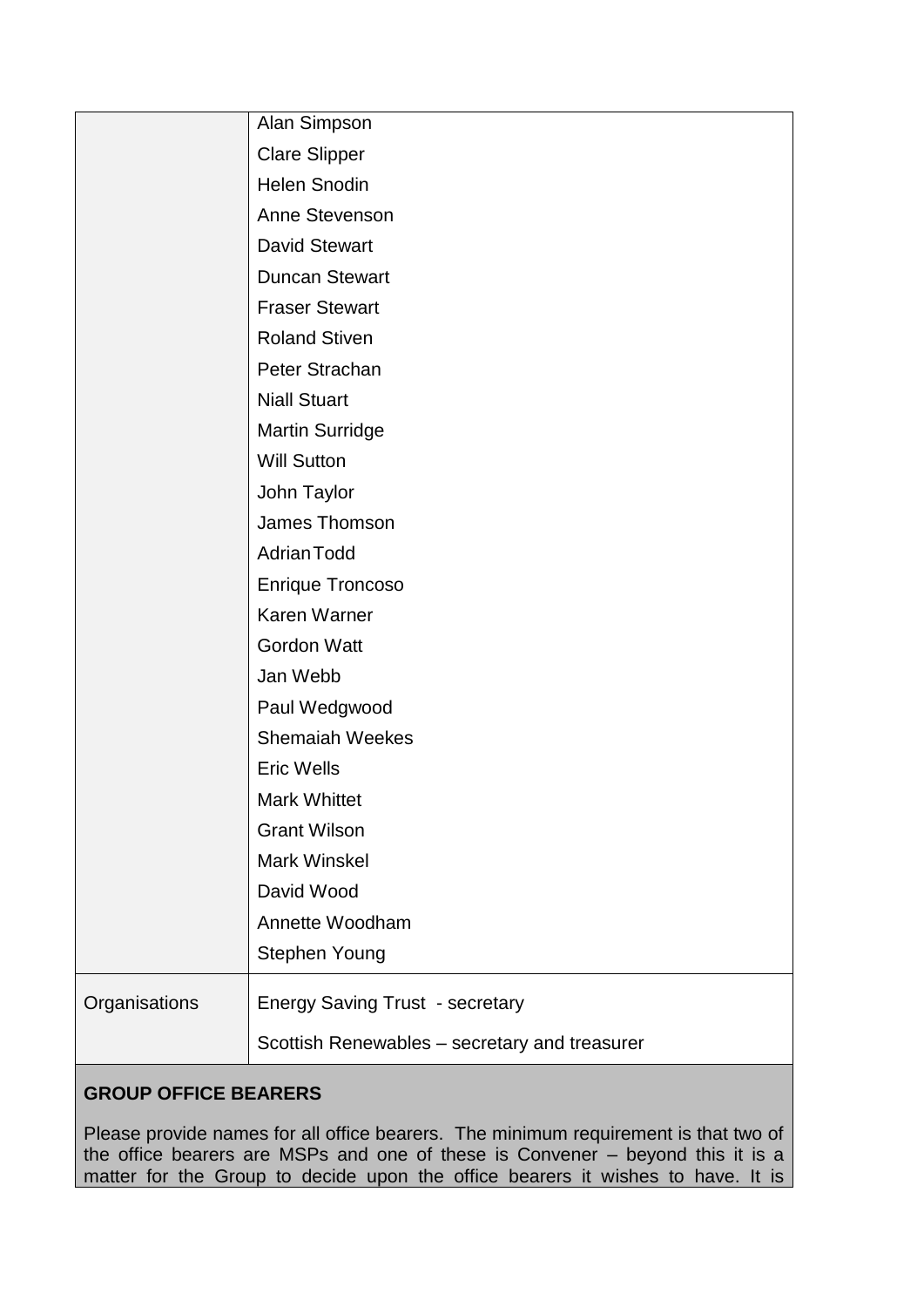| | |
|---|---|
| | Alan Simpson<br>Clare Slipper<br>Helen Snodin<br>Anne Stevenson<br>David Stewart<br>Duncan Stewart<br>Fraser Stewart<br>Roland Stiven<br>Peter Strachan<br>Niall Stuart<br>Martin Surridge<br>Will Sutton<br>John Taylor<br>James Thomson<br>Adrian Todd<br>Enrique Troncoso<br>Karen Warner<br>Gordon Watt<br>Jan Webb<br>Paul Wedgwood<br>Shemaiah Weekes<br>Eric Wells<br>Mark Whittet<br>Grant Wilson<br>Mark Winskel<br>David Wood<br>Annette Woodham<br>Stephen Young |
| Organisations | Energy Saving Trust - secretary<br>Scottish Renewables – secretary and treasurer |

**GROUP OFFICE BEARERS**

Please provide names for all office bearers. The minimum requirement is that two of the office bearers are MSPs and one of these is Convener – beyond this it is a matter for the Group to decide upon the office bearers it wishes to have. It is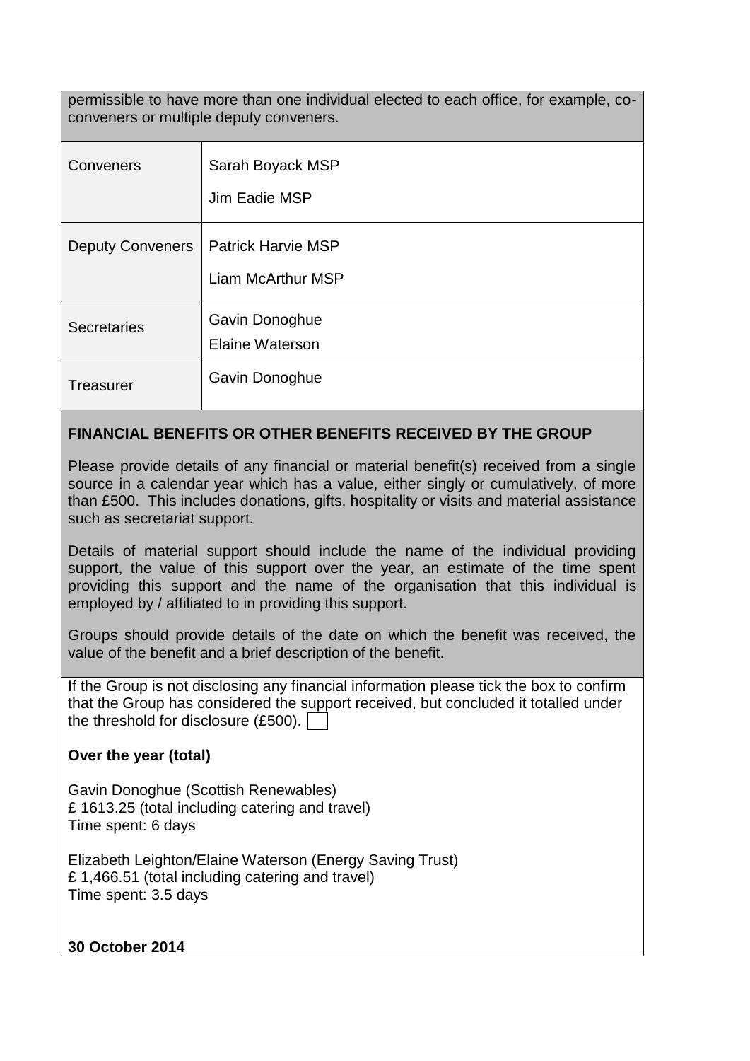permissible to have more than one individual elected to each office, for example, co-conveners or multiple deputy conveners.

| | |
|---|---|
| Conveners | Sarah Boyack MSP<br>Jim Eadie MSP |
| Deputy Conveners | Patrick Harvie MSP<br>Liam McArthur MSP |
| Secretaries | Gavin Donoghue<br>Elaine Waterson |
| Treasurer | Gavin Donoghue |

**FINANCIAL BENEFITS OR OTHER BENEFITS RECEIVED BY THE GROUP**

Please provide details of any financial or material benefit(s) received from a single source in a calendar year which has a value, either singly or cumulatively, of more than £500. This includes donations, gifts, hospitality or visits and material assistance such as secretariat support.

Details of material support should include the name of the individual providing support, the value of this support over the year, an estimate of the time spent providing this support and the name of the organisation that this individual is employed by / affiliated to in providing this support.

Groups should provide details of the date on which the benefit was received, the value of the benefit and a brief description of the benefit.

If the Group is not disclosing any financial information please tick the box to confirm that the Group has considered the support received, but concluded it totalled under the threshold for disclosure (£500). ☐

**Over the year (total)**

Gavin Donoghue (Scottish Renewables)
£ 1613.25 (total including catering and travel)
Time spent: 6 days

Elizabeth Leighton/Elaine Waterson (Energy Saving Trust)
£ 1,466.51 (total including catering and travel)
Time spent: 3.5 days

**30 October 2014**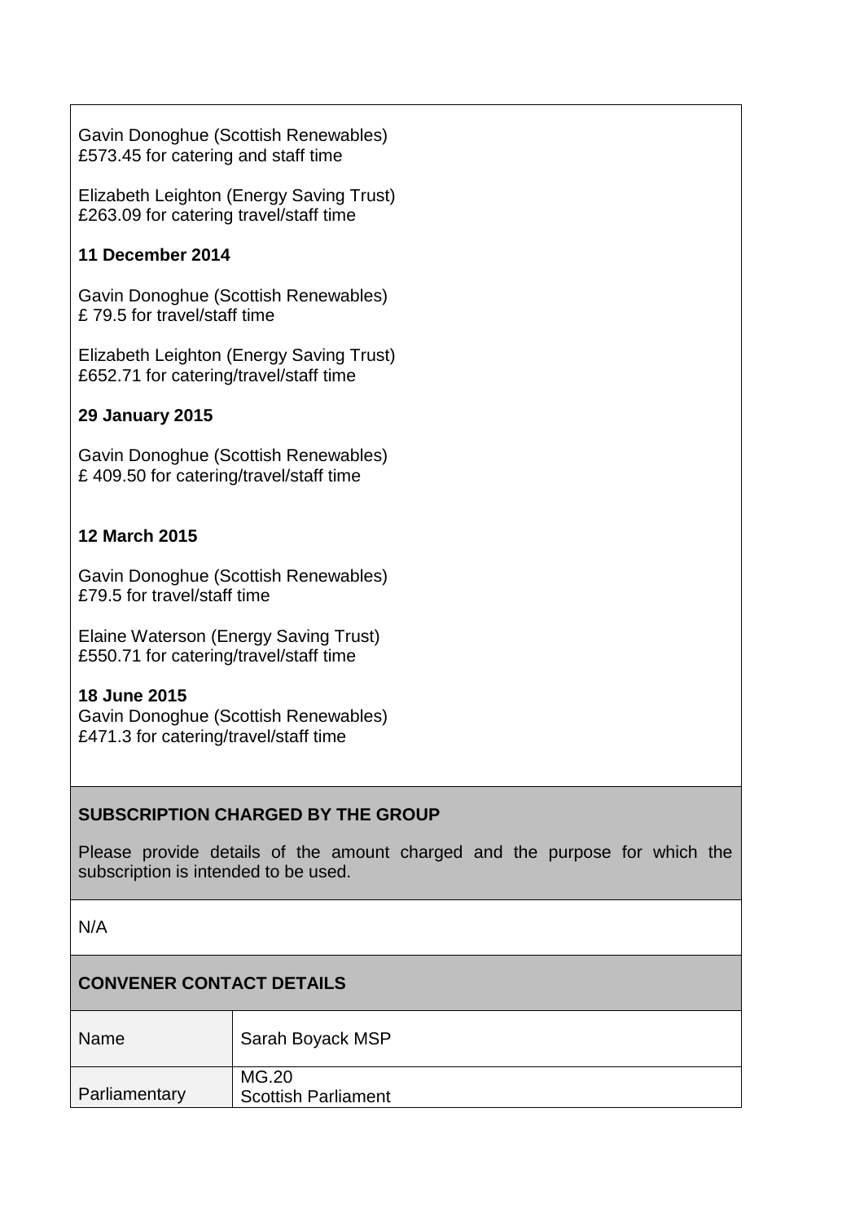Gavin Donoghue (Scottish Renewables)
£573.45 for catering and staff time

Elizabeth Leighton (Energy Saving Trust)
£263.09 for catering travel/staff time

**11 December 2014**

Gavin Donoghue (Scottish Renewables)
£ 79.5 for travel/staff time

Elizabeth Leighton (Energy Saving Trust)
£652.71 for catering/travel/staff time

**29 January 2015**

Gavin Donoghue (Scottish Renewables)
£ 409.50 for catering/travel/staff time

**12 March 2015**

Gavin Donoghue (Scottish Renewables)
£79.5 for travel/staff time

Elaine Waterson (Energy Saving Trust)
£550.71 for catering/travel/staff time

**18 June 2015**
Gavin Donoghue (Scottish Renewables)
£471.3 for catering/travel/staff time

**SUBSCRIPTION CHARGED BY THE GROUP**

Please provide details of the amount charged and the purpose for which the subscription is intended to be used.

N/A

**CONVENER CONTACT DETAILS**

| Name | Sarah Boyack MSP |
|---|---|
| Parliamentary | MG.20<br>Scottish Parliament |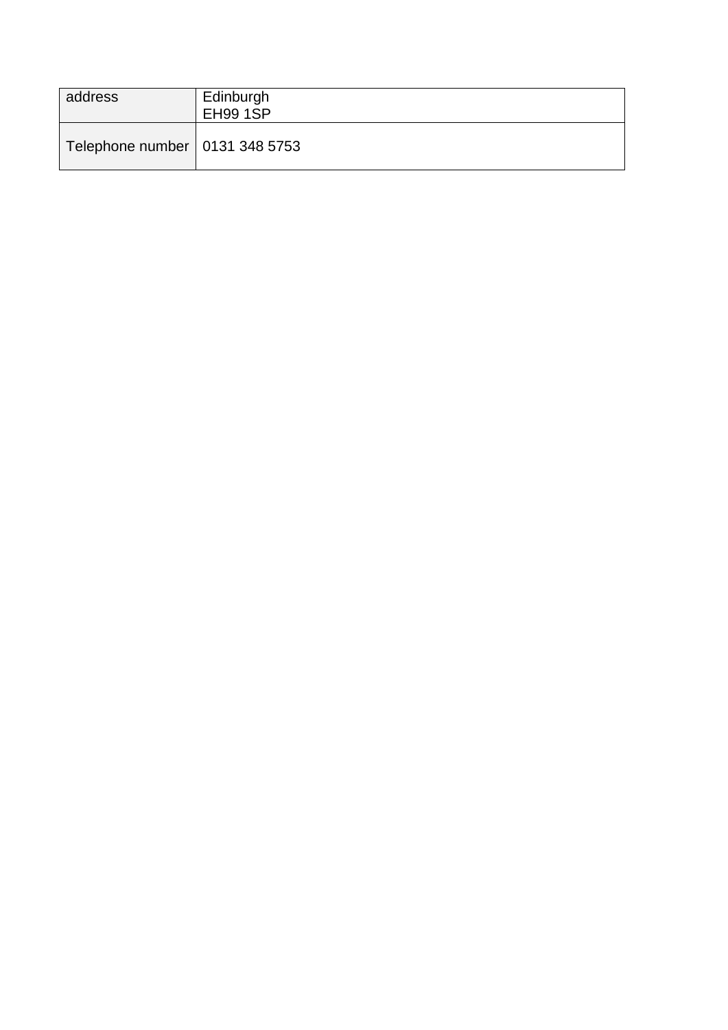| | |
|---|---|
| address | Edinburgh<br>EH99 1SP |
| Telephone number | 0131 348 5753 |